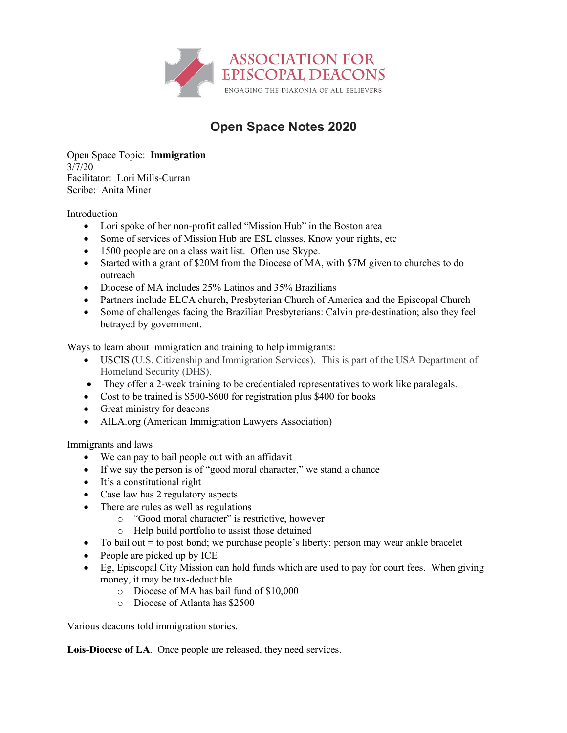# Open Space Notes 2020

Open Space Topic: **Immigration**
3/7/20
Facilitator: Lori Mills-Curran
Scribe: Anita Miner

Introduction

- Lori spoke of her non-profit called "Mission Hub" in the Boston area
- Some of services of Mission Hub are ESL classes, Know your rights, etc
- 1500 people are on a class wait list. Often use Skype.
- Started with a grant of $20M from the Diocese of MA, with $7M given to churches to do outreach
- Diocese of MA includes 25% Latinos and 35% Brazilians
- Partners include ELCA church, Presbyterian Church of America and the Episcopal Church
- Some of challenges facing the Brazilian Presbyterians: Calvin pre-destination; also they feel betrayed by government.

Ways to learn about immigration and training to help immigrants:

- USCIS (U.S. Citizenship and Immigration Services). This is part of the USA Department of Homeland Security (DHS).
- They offer a 2-week training to be credentialed representatives to work like paralegals.
- Cost to be trained is $500-$600 for registration plus $400 for books
- Great ministry for deacons
- AILA.org (American Immigration Lawyers Association)

Immigrants and laws

- We can pay to bail people out with an affidavit
- If we say the person is of "good moral character," we stand a chance
- It's a constitutional right
- Case law has 2 regulatory aspects
- There are rules as well as regulations
    - "Good moral character" is restrictive, however
    - Help build portfolio to assist those detained
- To bail out = to post bond; we purchase people's liberty; person may wear ankle bracelet
- People are picked up by ICE
- Eg, Episcopal City Mission can hold funds which are used to pay for court fees. When giving money, it may be tax-deductible
    - Diocese of MA has bail fund of $10,000
    - Diocese of Atlanta has $2500

Various deacons told immigration stories.

**Lois-Diocese of LA**. Once people are released, they need services.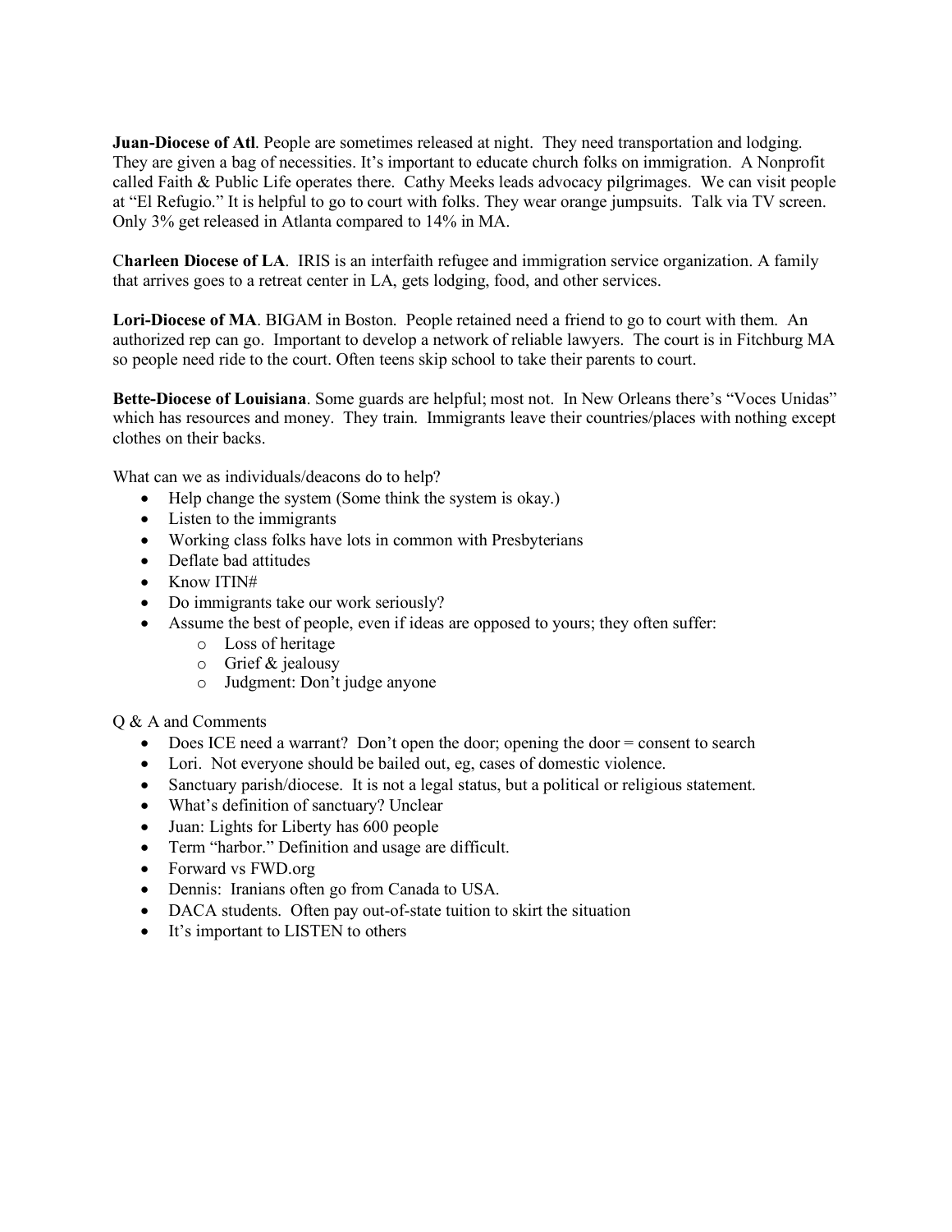**Juan-Diocese of Atl**. People are sometimes released at night. They need transportation and lodging. They are given a bag of necessities. It's important to educate church folks on immigration. A Nonprofit called Faith & Public Life operates there. Cathy Meeks leads advocacy pilgrimages. We can visit people at "El Refugio." It is helpful to go to court with folks. They wear orange jumpsuits. Talk via TV screen. Only 3% get released in Atlanta compared to 14% in MA.

C**harleen Diocese of LA**. IRIS is an interfaith refugee and immigration service organization. A family that arrives goes to a retreat center in LA, gets lodging, food, and other services.

**Lori-Diocese of MA**. BIGAM in Boston. People retained need a friend to go to court with them. An authorized rep can go. Important to develop a network of reliable lawyers. The court is in Fitchburg MA so people need ride to the court. Often teens skip school to take their parents to court.

**Bette-Diocese of Louisiana**. Some guards are helpful; most not. In New Orleans there's "Voces Unidas" which has resources and money. They train. Immigrants leave their countries/places with nothing except clothes on their backs.

What can we as individuals/deacons do to help?

- Help change the system (Some think the system is okay.)
- Listen to the immigrants
- Working class folks have lots in common with Presbyterians
- Deflate bad attitudes
- Know ITIN#
- Do immigrants take our work seriously?
- Assume the best of people, even if ideas are opposed to yours; they often suffer:
  - Loss of heritage
  - Grief & jealousy
  - Judgment: Don't judge anyone

Q & A and Comments

- Does ICE need a warrant? Don't open the door; opening the door = consent to search
- Lori. Not everyone should be bailed out, eg, cases of domestic violence.
- Sanctuary parish/diocese. It is not a legal status, but a political or religious statement.
- What's definition of sanctuary? Unclear
- Juan: Lights for Liberty has 600 people
- Term "harbor." Definition and usage are difficult.
- Forward vs FWD.org
- Dennis: Iranians often go from Canada to USA.
- DACA students. Often pay out-of-state tuition to skirt the situation
- It's important to LISTEN to others